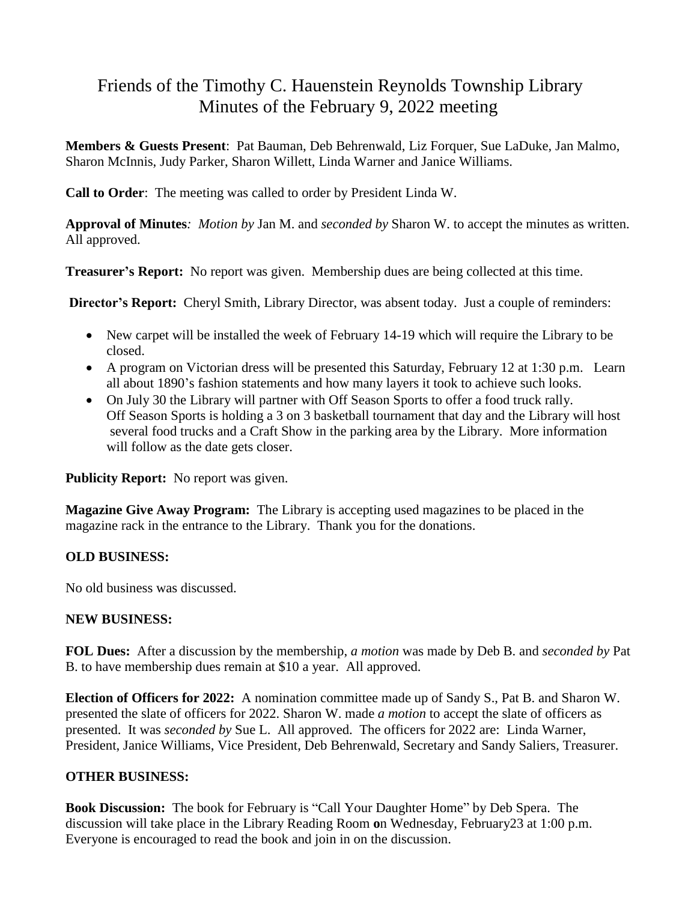# Friends of the Timothy C. Hauenstein Reynolds Township Library
## Minutes of the February 9, 2022 meeting

**Members & Guests Present**: Pat Bauman, Deb Behrenwald, Liz Forquer, Sue LaDuke, Jan Malmo, Sharon McInnis, Judy Parker, Sharon Willett, Linda Warner and Janice Williams.

**Call to Order**: The meeting was called to order by President Linda W.

**Approval of Minutes***: Motion by* Jan M. and *seconded by* Sharon W. to accept the minutes as written. All approved.

**Treasurer's Report:** No report was given. Membership dues are being collected at this time.

**Director's Report:** Cheryl Smith, Library Director, was absent today. Just a couple of reminders:

- New carpet will be installed the week of February 14-19 which will require the Library to be closed.
- A program on Victorian dress will be presented this Saturday, February 12 at 1:30 p.m. Learn all about 1890's fashion statements and how many layers it took to achieve such looks.
- On July 30 the Library will partner with Off Season Sports to offer a food truck rally. Off Season Sports is holding a 3 on 3 basketball tournament that day and the Library will host several food trucks and a Craft Show in the parking area by the Library. More information will follow as the date gets closer.

**Publicity Report:** No report was given.

**Magazine Give Away Program:** The Library is accepting used magazines to be placed in the magazine rack in the entrance to the Library. Thank you for the donations.

**OLD BUSINESS:**

No old business was discussed.

**NEW BUSINESS:**

**FOL Dues:** After a discussion by the membership, *a motion* was made by Deb B. and *seconded by* Pat B. to have membership dues remain at $10 a year. All approved.

**Election of Officers for 2022:** A nomination committee made up of Sandy S., Pat B. and Sharon W. presented the slate of officers for 2022. Sharon W. made *a motion* to accept the slate of officers as presented. It was *seconded by* Sue L. All approved. The officers for 2022 are: Linda Warner, President, Janice Williams, Vice President, Deb Behrenwald, Secretary and Sandy Saliers, Treasurer.

**OTHER BUSINESS:**

**Book Discussion:** The book for February is "Call Your Daughter Home" by Deb Spera. The discussion will take place in the Library Reading Room on Wednesday, February23 at 1:00 p.m. Everyone is encouraged to read the book and join in on the discussion.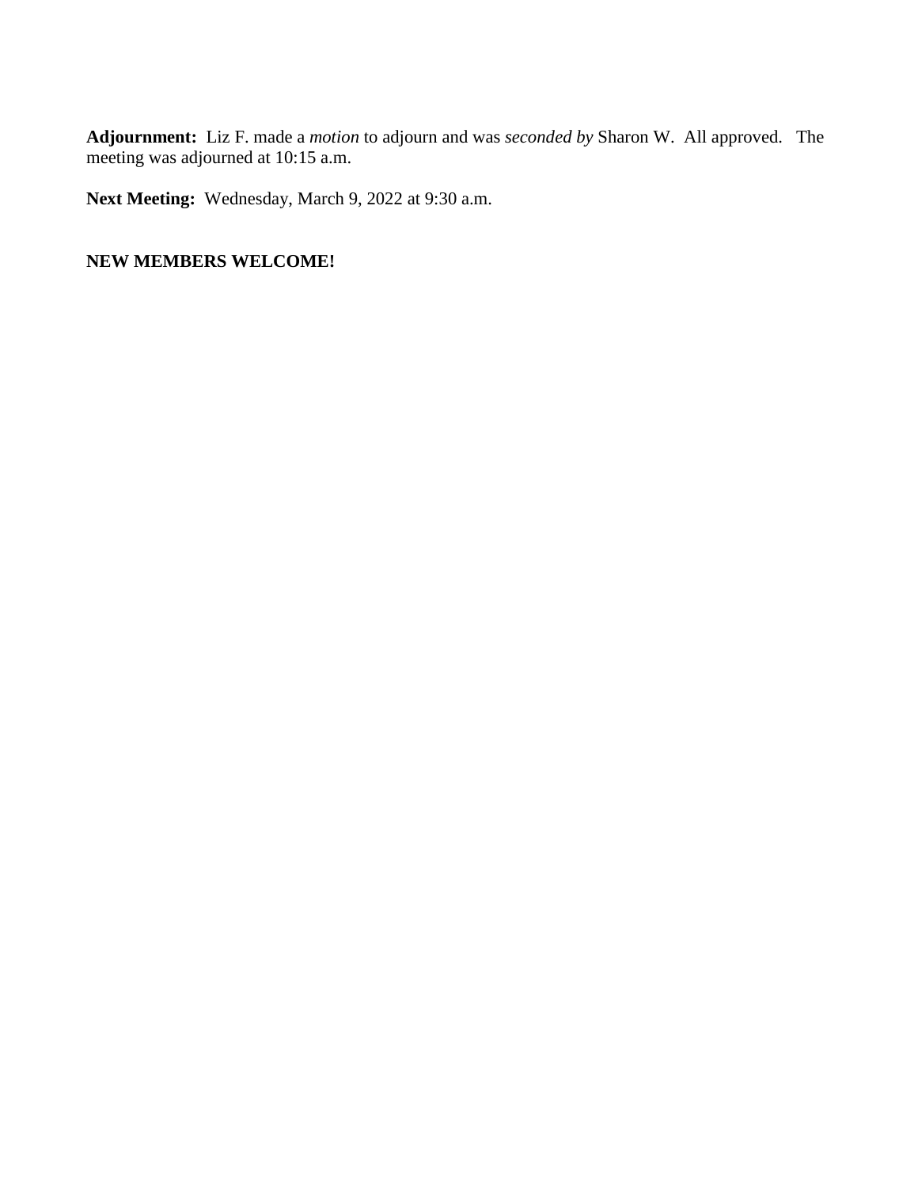**Adjournment:** Liz F. made a *motion* to adjourn and was *seconded by* Sharon W. All approved. The meeting was adjourned at 10:15 a.m.

**Next Meeting:** Wednesday, March 9, 2022 at 9:30 a.m.

**NEW MEMBERS WELCOME!**